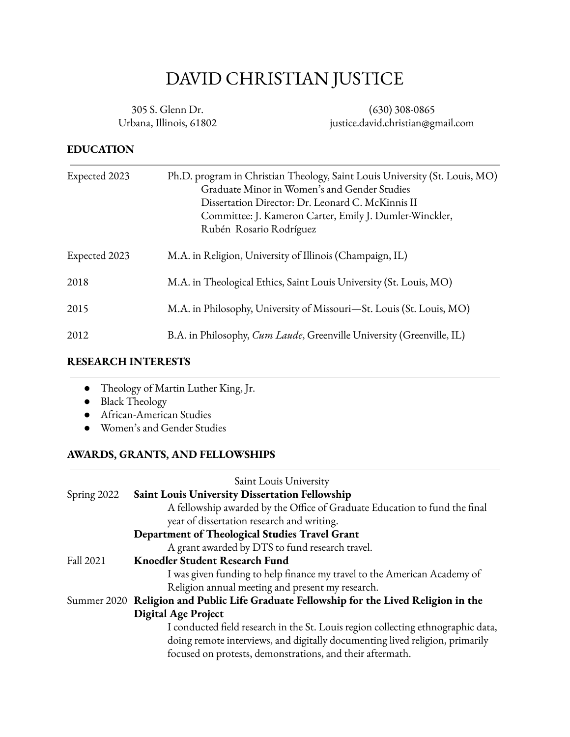# DAVID CHRISTIAN JUSTICE

305 S. Glenn Dr.
Urbana, Illinois, 61802

(630) 308-0865
justice.david.christian@gmail.com

## EDUCATION

Expected 2023 — Ph.D. program in Christian Theology, Saint Louis University (St. Louis, MO)
Graduate Minor in Women's and Gender Studies
Dissertation Director: Dr. Leonard C. McKinnis II
Committee: J. Kameron Carter, Emily J. Dumler-Winckler, Rubén Rosario Rodríguez

Expected 2023 — M.A. in Religion, University of Illinois (Champaign, IL)

2018 — M.A. in Theological Ethics, Saint Louis University (St. Louis, MO)

2015 — M.A. in Philosophy, University of Missouri—St. Louis (St. Louis, MO)

2012 — B.A. in Philosophy, *Cum Laude*, Greenville University (Greenville, IL)

## RESEARCH INTERESTS

- Theology of Martin Luther King, Jr.
- Black Theology
- African-American Studies
- Women's and Gender Studies

## AWARDS, GRANTS, AND FELLOWSHIPS

Saint Louis University

Spring 2022 — **Saint Louis University Dissertation Fellowship**
A fellowship awarded by the Office of Graduate Education to fund the final year of dissertation research and writing.

**Department of Theological Studies Travel Grant**
A grant awarded by DTS to fund research travel.

Fall 2021 — **Knoedler Student Research Fund**
I was given funding to help finance my travel to the American Academy of Religion annual meeting and present my research.

Summer 2020 — **Religion and Public Life Graduate Fellowship for the Lived Religion in the Digital Age Project**
I conducted field research in the St. Louis region collecting ethnographic data, doing remote interviews, and digitally documenting lived religion, primarily focused on protests, demonstrations, and their aftermath.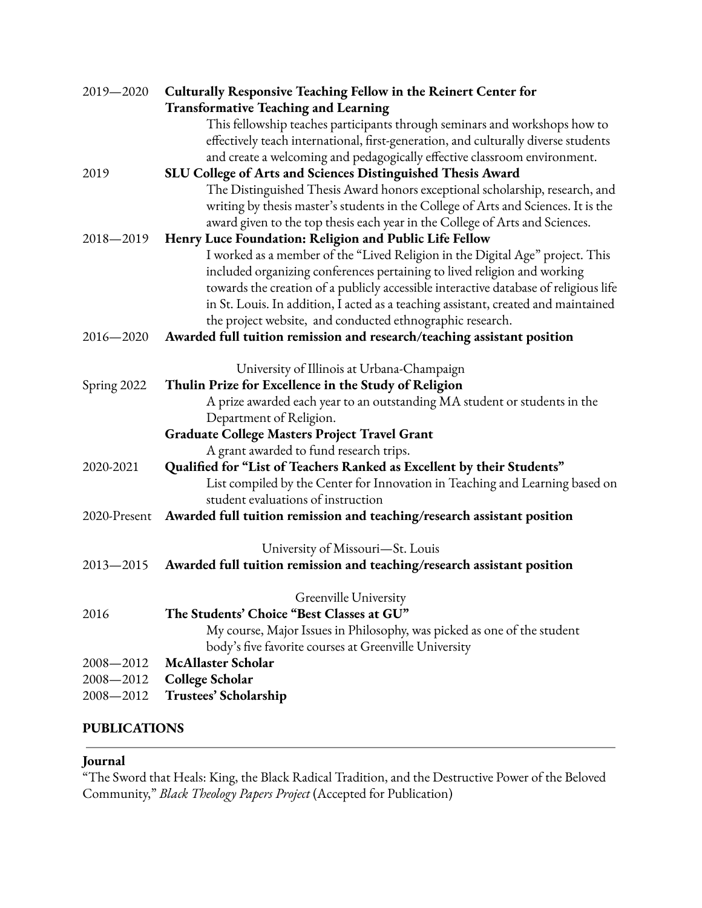2019—2020 **Culturally Responsive Teaching Fellow in the Reinert Center for Transformative Teaching and Learning**

This fellowship teaches participants through seminars and workshops how to effectively teach international, first-generation, and culturally diverse students and create a welcoming and pedagogically effective classroom environment.

2019 **SLU College of Arts and Sciences Distinguished Thesis Award**

The Distinguished Thesis Award honors exceptional scholarship, research, and writing by thesis master's students in the College of Arts and Sciences. It is the award given to the top thesis each year in the College of Arts and Sciences.

2018—2019 **Henry Luce Foundation: Religion and Public Life Fellow**

I worked as a member of the "Lived Religion in the Digital Age" project. This included organizing conferences pertaining to lived religion and working towards the creation of a publicly accessible interactive database of religious life in St. Louis. In addition, I acted as a teaching assistant, created and maintained the project website, and conducted ethnographic research.

2016—2020 **Awarded full tuition remission and research/teaching assistant position**

University of Illinois at Urbana-Champaign

Spring 2022 **Thulin Prize for Excellence in the Study of Religion**

A prize awarded each year to an outstanding MA student or students in the Department of Religion.

**Graduate College Masters Project Travel Grant**

A grant awarded to fund research trips.

2020-2021 **Qualified for "List of Teachers Ranked as Excellent by their Students"**

List compiled by the Center for Innovation in Teaching and Learning based on student evaluations of instruction

2020-Present **Awarded full tuition remission and teaching/research assistant position**

University of Missouri—St. Louis

2013—2015 **Awarded full tuition remission and teaching/research assistant position**

Greenville University

2016 **The Students' Choice "Best Classes at GU"**

My course, Major Issues in Philosophy, was picked as one of the student body's five favorite courses at Greenville University

2008—2012 **McAllaster Scholar**

2008—2012 **College Scholar**

2008—2012 **Trustees' Scholarship**

## PUBLICATIONS

### Journal

"The Sword that Heals: King, the Black Radical Tradition, and the Destructive Power of the Beloved Community," *Black Theology Papers Project* (Accepted for Publication)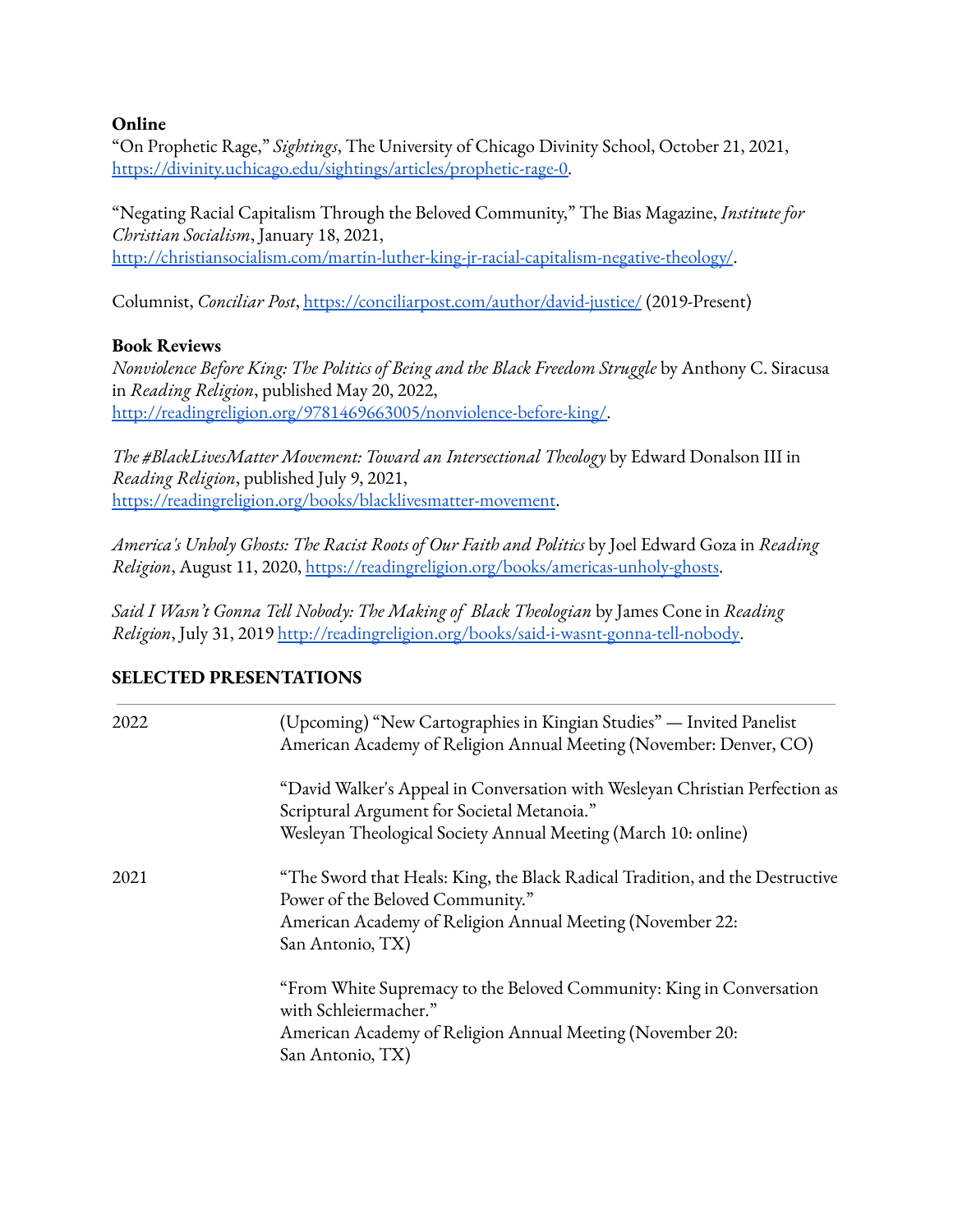**Online**

"On Prophetic Rage," *Sightings*, The University of Chicago Divinity School, October 21, 2021, [https://divinity.uchicago.edu/sightings/articles/prophetic-rage-0](https://divinity.uchicago.edu/sightings/articles/prophetic-rage-0).

"Negating Racial Capitalism Through the Beloved Community," The Bias Magazine, *Institute for Christian Socialism*, January 18, 2021, [http://christiansocialism.com/martin-luther-king-jr-racial-capitalism-negative-theology/](http://christiansocialism.com/martin-luther-king-jr-racial-capitalism-negative-theology/).

Columnist, *Conciliar Post*, [https://conciliarpost.com/author/david-justice/](https://conciliarpost.com/author/david-justice/) (2019-Present)

**Book Reviews**

*Nonviolence Before King: The Politics of Being and the Black Freedom Struggle* by Anthony C. Siracusa in *Reading Religion*, published May 20, 2022, [http://readingreligion.org/9781469663005/nonviolence-before-king/](http://readingreligion.org/9781469663005/nonviolence-before-king/).

*The #BlackLivesMatter Movement: Toward an Intersectional Theology* by Edward Donalson III in *Reading Religion*, published July 9, 2021, [https://readingreligion.org/books/blacklivesmatter-movement](https://readingreligion.org/books/blacklivesmatter-movement).

*America's Unholy Ghosts: The Racist Roots of Our Faith and Politics* by Joel Edward Goza in *Reading Religion*, August 11, 2020, [https://readingreligion.org/books/americas-unholy-ghosts](https://readingreligion.org/books/americas-unholy-ghosts).

*Said I Wasn't Gonna Tell Nobody: The Making of Black Theologian* by James Cone in *Reading Religion*, July 31, 2019 [http://readingreligion.org/books/said-i-wasnt-gonna-tell-nobody](http://readingreligion.org/books/said-i-wasnt-gonna-tell-nobody).

## SELECTED PRESENTATIONS

2022

(Upcoming) "New Cartographies in Kingian Studies" — Invited Panelist
American Academy of Religion Annual Meeting (November: Denver, CO)

"David Walker's Appeal in Conversation with Wesleyan Christian Perfection as Scriptural Argument for Societal Metanoia."
Wesleyan Theological Society Annual Meeting (March 10: online)

2021

"The Sword that Heals: King, the Black Radical Tradition, and the Destructive Power of the Beloved Community."
American Academy of Religion Annual Meeting (November 22: San Antonio, TX)

"From White Supremacy to the Beloved Community: King in Conversation with Schleiermacher."
American Academy of Religion Annual Meeting (November 20: San Antonio, TX)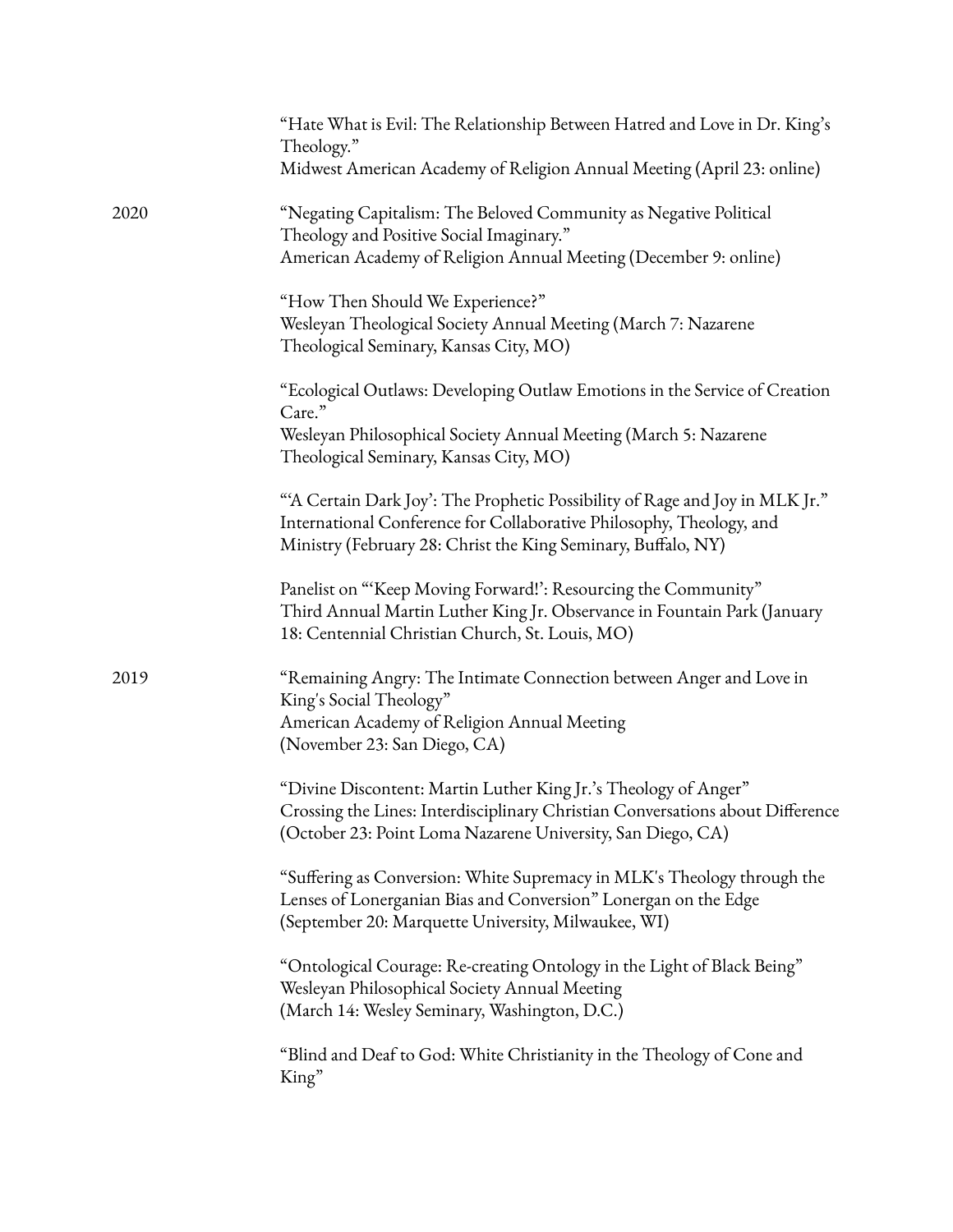"Hate What is Evil: The Relationship Between Hatred and Love in Dr. King's Theology."
Midwest American Academy of Religion Annual Meeting (April 23: online)

**2020**

"Negating Capitalism: The Beloved Community as Negative Political Theology and Positive Social Imaginary."
American Academy of Religion Annual Meeting (December 9: online)

"How Then Should We Experience?"
Wesleyan Theological Society Annual Meeting (March 7: Nazarene Theological Seminary, Kansas City, MO)

"Ecological Outlaws: Developing Outlaw Emotions in the Service of Creation Care."
Wesleyan Philosophical Society Annual Meeting (March 5: Nazarene Theological Seminary, Kansas City, MO)

"'A Certain Dark Joy': The Prophetic Possibility of Rage and Joy in MLK Jr."
International Conference for Collaborative Philosophy, Theology, and Ministry (February 28: Christ the King Seminary, Buffalo, NY)

Panelist on "'Keep Moving Forward!': Resourcing the Community"
Third Annual Martin Luther King Jr. Observance in Fountain Park (January 18: Centennial Christian Church, St. Louis, MO)

**2019**

"Remaining Angry: The Intimate Connection between Anger and Love in King's Social Theology"
American Academy of Religion Annual Meeting
(November 23: San Diego, CA)

"Divine Discontent: Martin Luther King Jr.'s Theology of Anger"
Crossing the Lines: Interdisciplinary Christian Conversations about Difference (October 23: Point Loma Nazarene University, San Diego, CA)

"Suffering as Conversion: White Supremacy in MLK's Theology through the Lenses of Lonerganian Bias and Conversion" Lonergan on the Edge (September 20: Marquette University, Milwaukee, WI)

"Ontological Courage: Re-creating Ontology in the Light of Black Being"
Wesleyan Philosophical Society Annual Meeting
(March 14: Wesley Seminary, Washington, D.C.)

"Blind and Deaf to God: White Christianity in the Theology of Cone and King"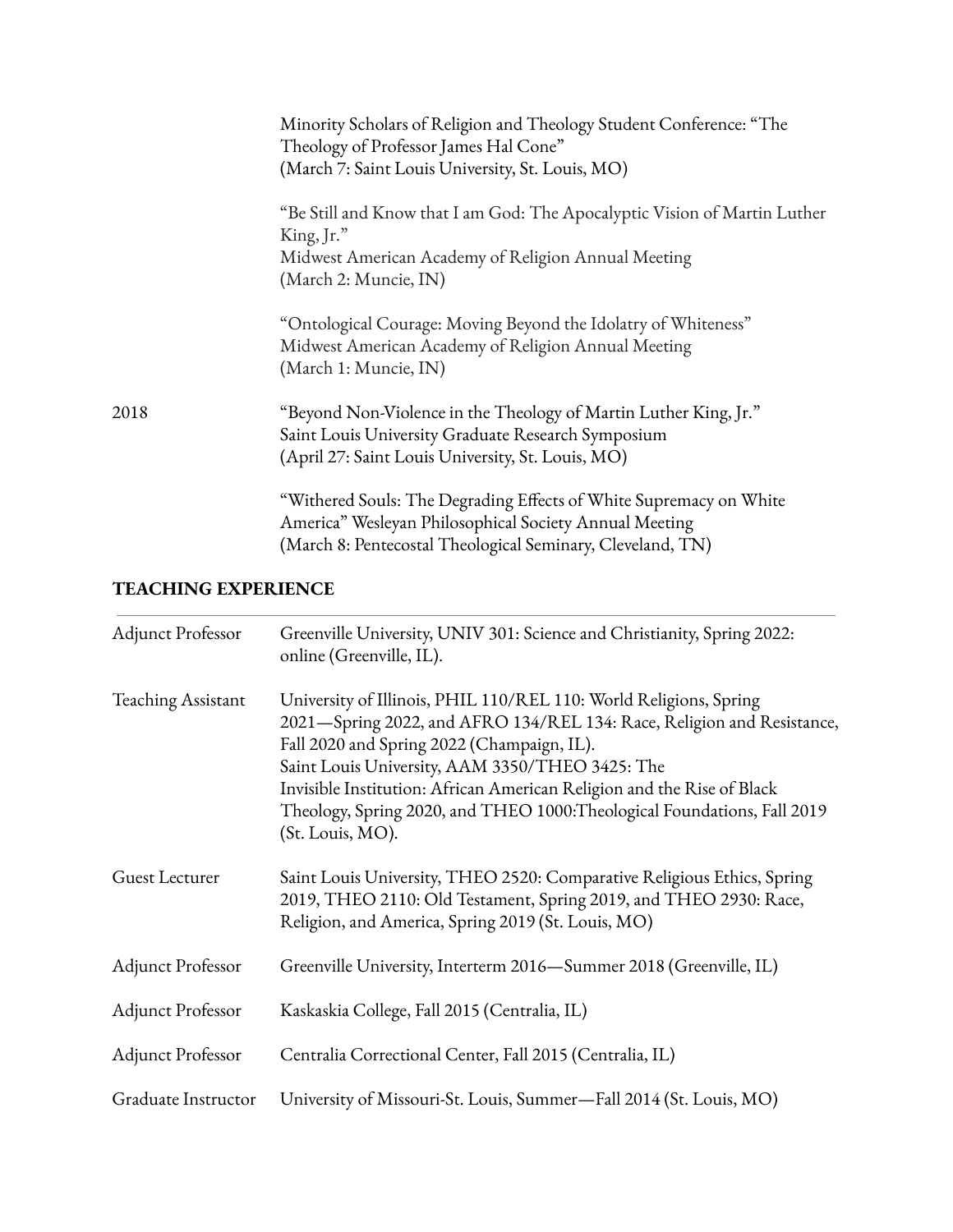Minority Scholars of Religion and Theology Student Conference: "The Theology of Professor James Hal Cone"
(March 7: Saint Louis University, St. Louis, MO)

"Be Still and Know that I am God: The Apocalyptic Vision of Martin Luther King, Jr."
Midwest American Academy of Religion Annual Meeting
(March 2: Muncie, IN)

"Ontological Courage: Moving Beyond the Idolatry of Whiteness"
Midwest American Academy of Religion Annual Meeting
(March 1: Muncie, IN)

2018

"Beyond Non-Violence in the Theology of Martin Luther King, Jr."
Saint Louis University Graduate Research Symposium
(April 27: Saint Louis University, St. Louis, MO)

"Withered Souls: The Degrading Effects of White Supremacy on White America" Wesleyan Philosophical Society Annual Meeting
(March 8: Pentecostal Theological Seminary, Cleveland, TN)

## TEACHING EXPERIENCE

**Adjunct Professor** — Greenville University, UNIV 301: Science and Christianity, Spring 2022: online (Greenville, IL).

**Teaching Assistant** — University of Illinois, PHIL 110/REL 110: World Religions, Spring 2021—Spring 2022, and AFRO 134/REL 134: Race, Religion and Resistance, Fall 2020 and Spring 2022 (Champaign, IL).
Saint Louis University, AAM 3350/THEO 3425: The Invisible Institution: African American Religion and the Rise of Black Theology, Spring 2020, and THEO 1000:Theological Foundations, Fall 2019 (St. Louis, MO).

**Guest Lecturer** — Saint Louis University, THEO 2520: Comparative Religious Ethics, Spring 2019, THEO 2110: Old Testament, Spring 2019, and THEO 2930: Race, Religion, and America, Spring 2019 (St. Louis, MO)

**Adjunct Professor** — Greenville University, Interterm 2016—Summer 2018 (Greenville, IL)

**Adjunct Professor** — Kaskaskia College, Fall 2015 (Centralia, IL)

**Adjunct Professor** — Centralia Correctional Center, Fall 2015 (Centralia, IL)

**Graduate Instructor** — University of Missouri-St. Louis, Summer—Fall 2014 (St. Louis, MO)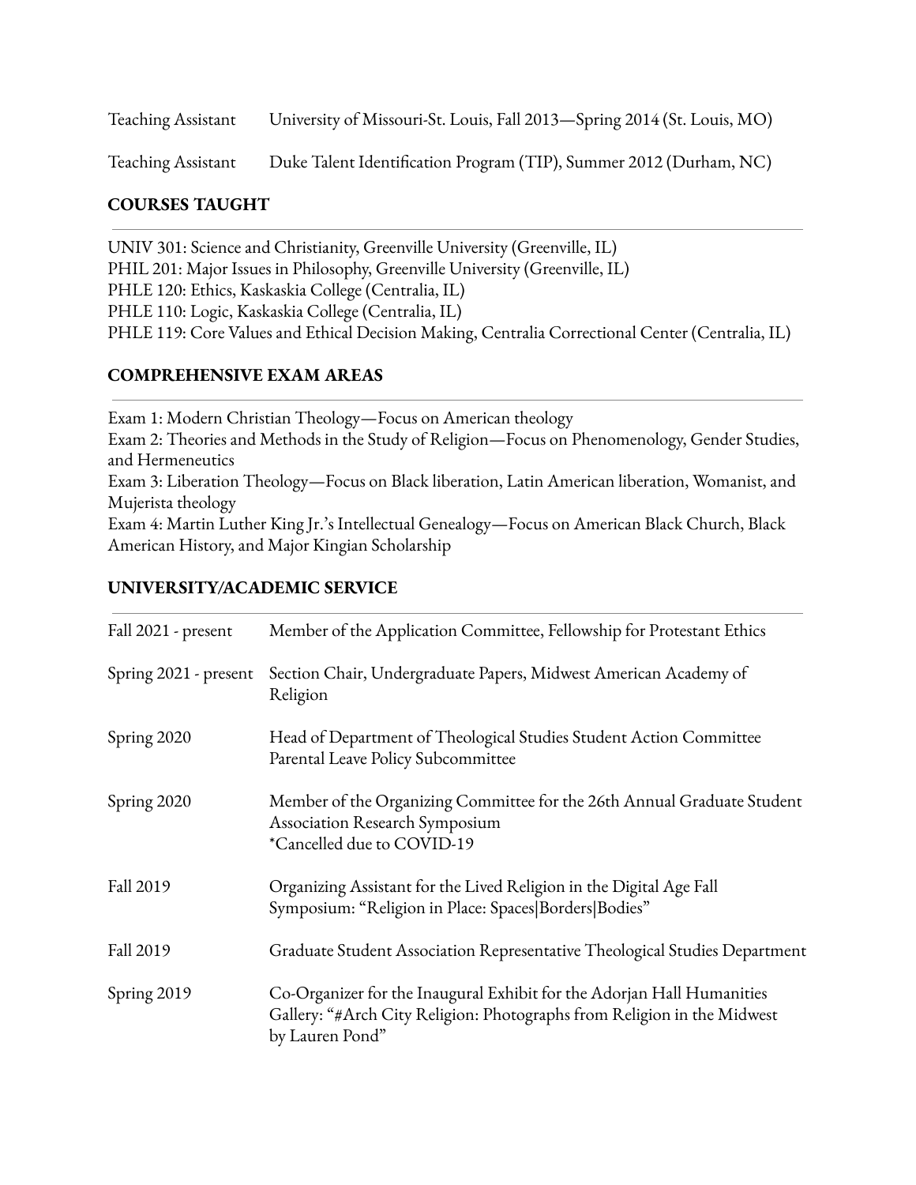| | |
|---|---|
| Teaching Assistant | University of Missouri-St. Louis, Fall 2013—Spring 2014 (St. Louis, MO) |
| Teaching Assistant | Duke Talent Identification Program (TIP), Summer 2012 (Durham, NC) |

## COURSES TAUGHT

UNIV 301: Science and Christianity, Greenville University (Greenville, IL)
PHIL 201: Major Issues in Philosophy, Greenville University (Greenville, IL)
PHLE 120: Ethics, Kaskaskia College (Centralia, IL)
PHLE 110: Logic, Kaskaskia College (Centralia, IL)
PHLE 119: Core Values and Ethical Decision Making, Centralia Correctional Center (Centralia, IL)

## COMPREHENSIVE EXAM AREAS

Exam 1: Modern Christian Theology—Focus on American theology
Exam 2: Theories and Methods in the Study of Religion—Focus on Phenomenology, Gender Studies, and Hermeneutics
Exam 3: Liberation Theology—Focus on Black liberation, Latin American liberation, Womanist, and Mujerista theology
Exam 4: Martin Luther King Jr.'s Intellectual Genealogy—Focus on American Black Church, Black American History, and Major Kingian Scholarship

## UNIVERSITY/ACADEMIC SERVICE

| | |
|---|---|
| Fall 2021 - present | Member of the Application Committee, Fellowship for Protestant Ethics |
| Spring 2021 - present | Section Chair, Undergraduate Papers, Midwest American Academy of Religion |
| Spring 2020 | Head of Department of Theological Studies Student Action Committee Parental Leave Policy Subcommittee |
| Spring 2020 | Member of the Organizing Committee for the 26th Annual Graduate Student Association Research Symposium *Cancelled due to COVID-19 |
| Fall 2019 | Organizing Assistant for the Lived Religion in the Digital Age Fall Symposium: "Religion in Place: Spaces\|Borders\|Bodies" |
| Fall 2019 | Graduate Student Association Representative Theological Studies Department |
| Spring 2019 | Co-Organizer for the Inaugural Exhibit for the Adorjan Hall Humanities Gallery: "#Arch City Religion: Photographs from Religion in the Midwest by Lauren Pond" |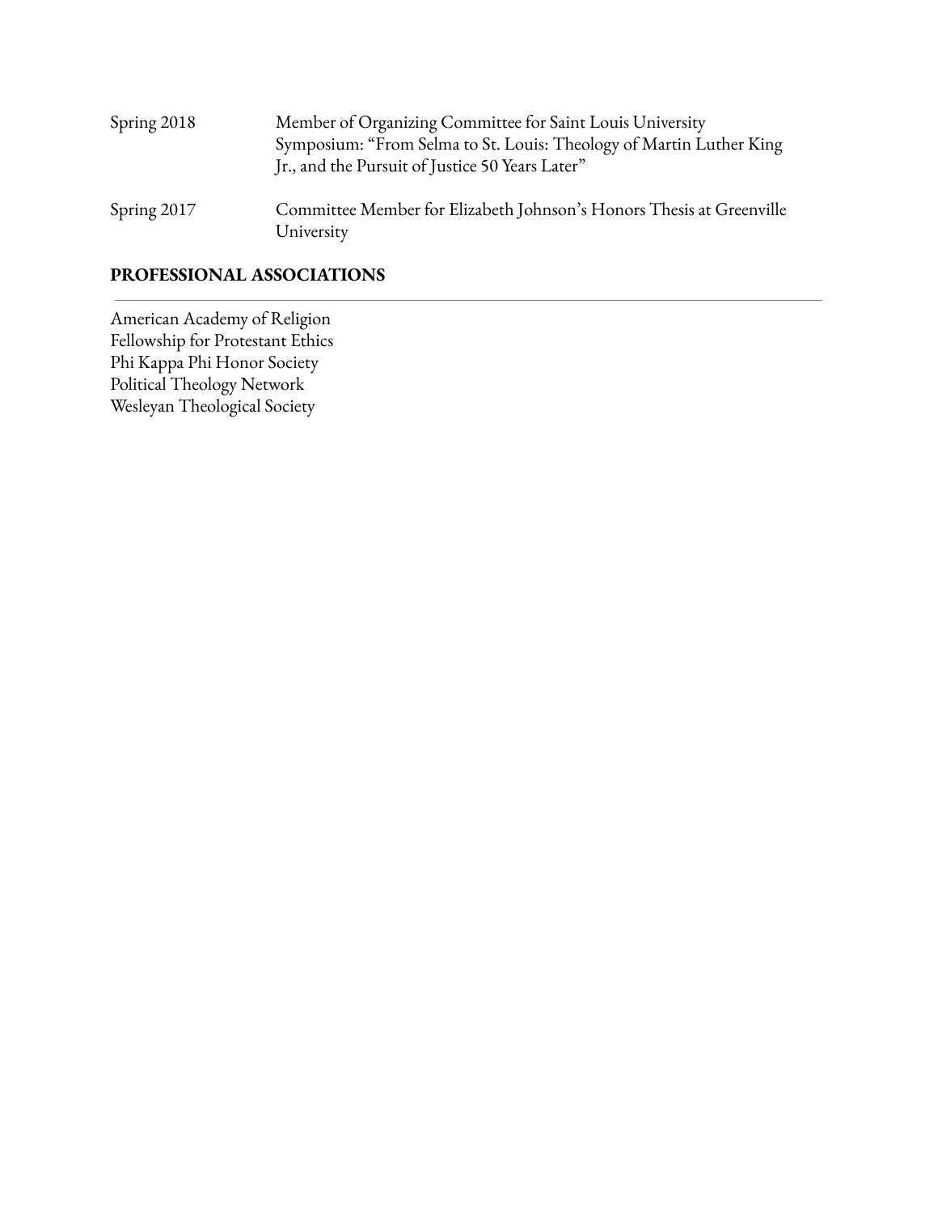| | |
|---|---|
| Spring 2018 | Member of Organizing Committee for Saint Louis University Symposium: "From Selma to St. Louis: Theology of Martin Luther King Jr., and the Pursuit of Justice 50 Years Later" |
| Spring 2017 | Committee Member for Elizabeth Johnson's Honors Thesis at Greenville University |

## PROFESSIONAL ASSOCIATIONS

American Academy of Religion
Fellowship for Protestant Ethics
Phi Kappa Phi Honor Society
Political Theology Network
Wesleyan Theological Society